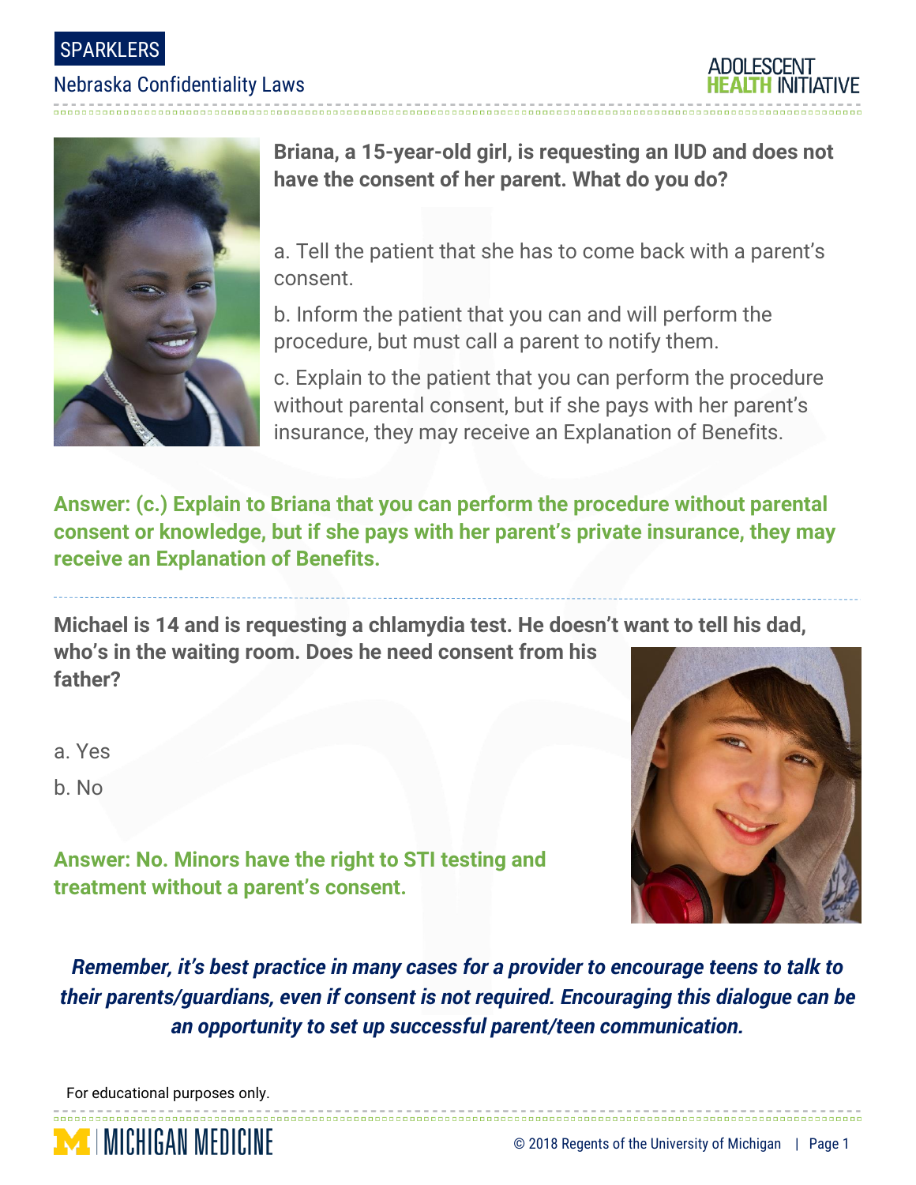SPARKLERS

Nebraska Confidentiality Laws

**Briana, a 15-year-old girl, is requesting an IUD and does not have the consent of her parent. What do you do?**

a. Tell the patient that she has to come back with a parent's consent.

b. Inform the patient that you can and will perform the procedure, but must call a parent to notify them.

c. Explain to the patient that you can perform the procedure without parental consent, but if she pays with her parent's insurance, they may receive an Explanation of Benefits.

**Answer: (c.) Explain to Briana that you can perform the procedure without parental consent or knowledge, but if she pays with her parent's private insurance, they may receive an Explanation of Benefits.**

---

**Michael is 14 and is requesting a chlamydia test. He doesn't want to tell his dad, who's in the waiting room. Does he need consent from his father?**

a. Yes

b. No

**Answer: No. Minors have the right to STI testing and treatment without a parent's consent.**

***Remember, it's best practice in many cases for a provider to encourage teens to talk to their parents/guardians, even if consent is not required. Encouraging this dialogue can be an opportunity to set up successful parent/teen communication.***

For educational purposes only.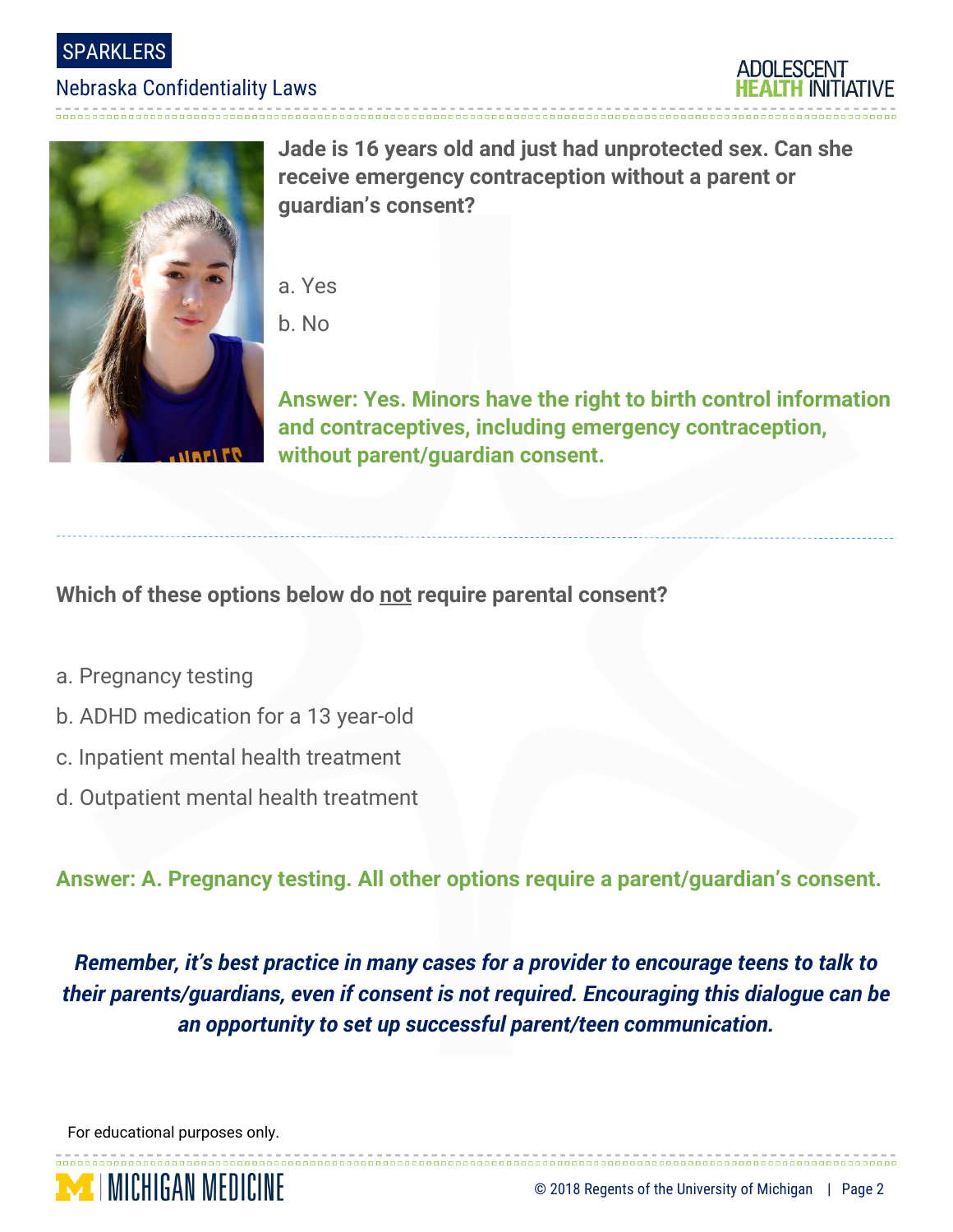**Jade is 16 years old and just had unprotected sex. Can she receive emergency contraception without a parent or guardian's consent?**

a. Yes

b. No

**Answer: Yes. Minors have the right to birth control information and contraceptives, including emergency contraception, without parent/guardian consent.**

---

**Which of these options below do not require parental consent?**

a. Pregnancy testing

b. ADHD medication for a 13 year-old

c. Inpatient mental health treatment

d. Outpatient mental health treatment

**Answer: A. Pregnancy testing. All other options require a parent/guardian's consent.**

***Remember, it's best practice in many cases for a provider to encourage teens to talk to their parents/guardians, even if consent is not required. Encouraging this dialogue can be an opportunity to set up successful parent/teen communication.***

For educational purposes only.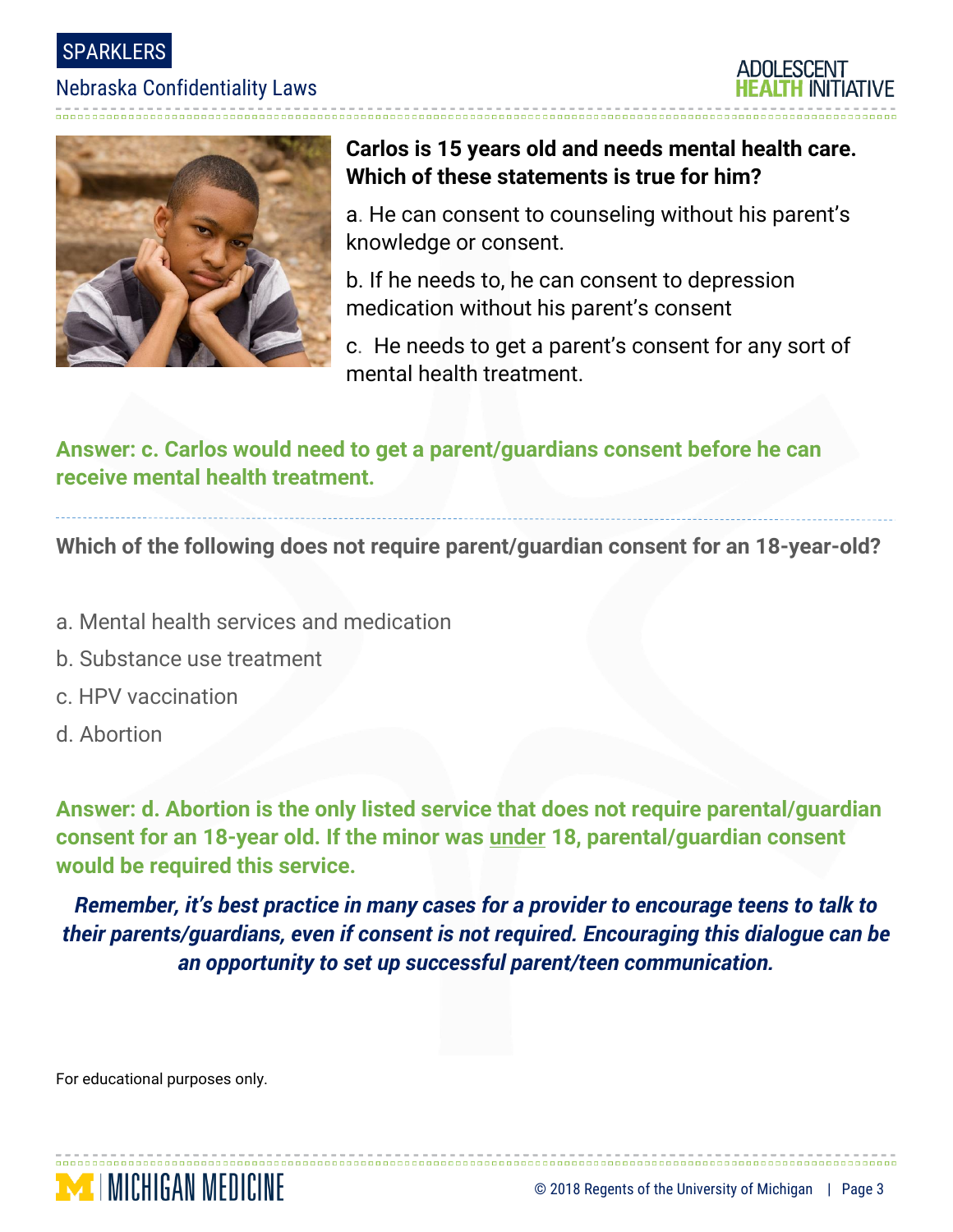**Carlos is 15 years old and needs mental health care. Which of these statements is true for him?**

a. He can consent to counseling without his parent's knowledge or consent.

b. If he needs to, he can consent to depression medication without his parent's consent

c. He needs to get a parent's consent for any sort of mental health treatment.

**Answer: c. Carlos would need to get a parent/guardians consent before he can receive mental health treatment.**

---

**Which of the following does not require parent/guardian consent for an 18-year-old?**

a. Mental health services and medication

b. Substance use treatment

c. HPV vaccination

d. Abortion

**Answer: d. Abortion is the only listed service that does not require parental/guardian consent for an 18-year old. If the minor was <u>under</u> 18, parental/guardian consent would be required this service.**

***Remember, it's best practice in many cases for a provider to encourage teens to talk to their parents/guardians, even if consent is not required. Encouraging this dialogue can be an opportunity to set up successful parent/teen communication.***

For educational purposes only.